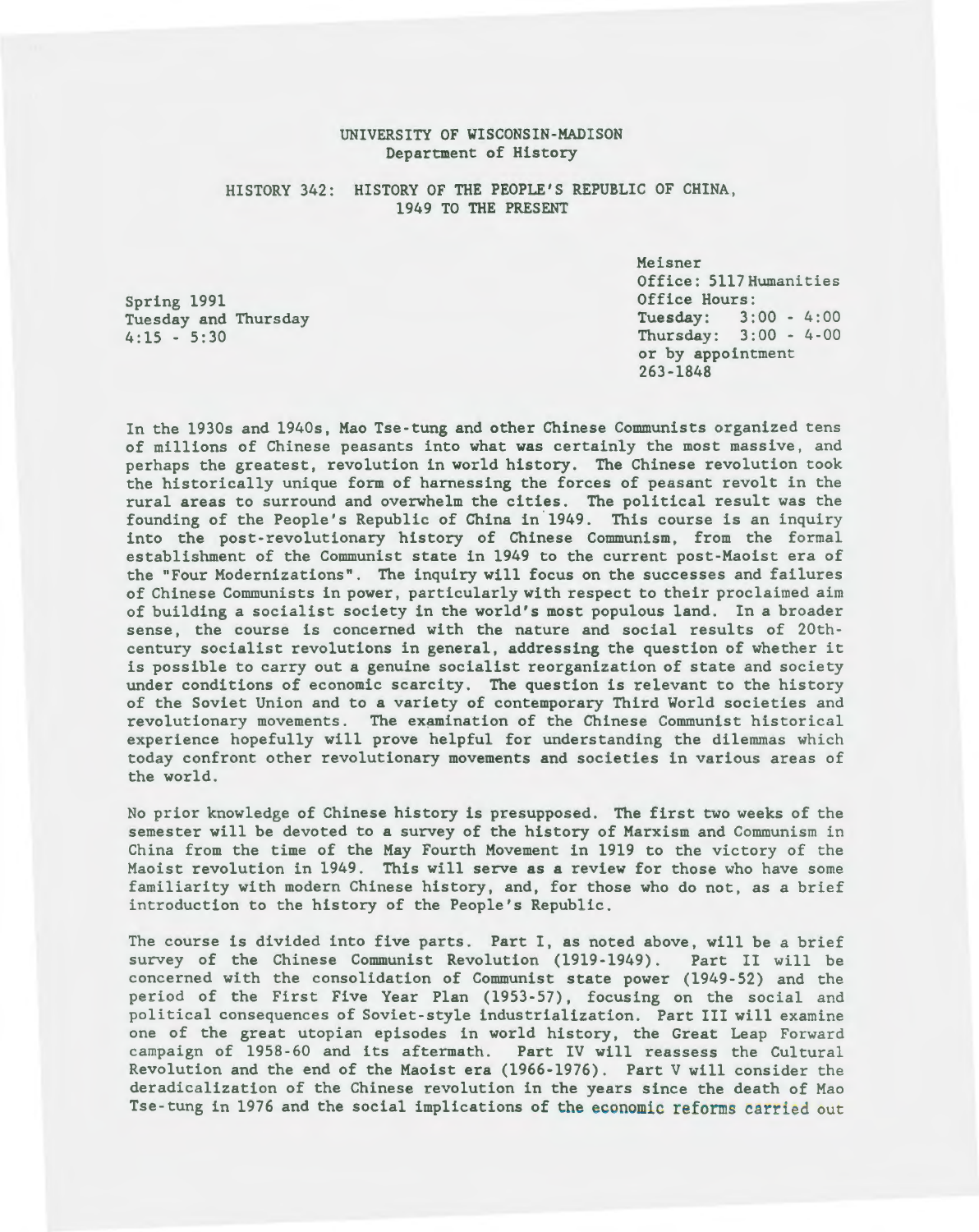UNIVERSITY OF WISCONSIN-MADISON
Department of History

# HISTORY 342: HISTORY OF THE PEOPLE'S REPUBLIC OF CHINA, 1949 TO THE PRESENT

Spring 1991
Tuesday and Thursday
4:15 - 5:30

Meisner
Office: 5117 Humanities
Office Hours:
**Tuesday:** 3:00 - 4:00
**Thursday:** 3:00 - 4-00
or by appointment
263-1848

In the 1930s and 1940s, Mao Tse-tung and other Chinese Communists organized tens of millions of Chinese peasants into what was certainly the most massive, and perhaps the greatest, revolution in world history. The Chinese revolution took the historically unique form of harnessing the forces of peasant revolt in the rural areas to surround and overwhelm the cities. The political result was the founding of the People's Republic of China in 1949. This course is an inquiry into the post-revolutionary history of Chinese Communism, from the formal establishment of the Communist state in 1949 to the current post-Maoist era of the "Four Modernizations". The inquiry will focus on the successes and failures of Chinese Communists in power, particularly with respect to their proclaimed aim of building a socialist society in the world's most populous land. In a broader sense, the course is concerned with the nature and social results of 20th-century socialist revolutions in general, addressing the question of whether it is possible to carry out a genuine socialist reorganization of state and society under conditions of economic scarcity. The question is relevant to the history of the Soviet Union and to a variety of contemporary Third World societies and revolutionary movements. The examination of the Chinese Communist historical experience hopefully will prove helpful for understanding the dilemmas which today confront other revolutionary movements and societies in various areas of the world.

No prior knowledge of Chinese history is presupposed. The first two weeks of the semester will be devoted to a survey of the history of Marxism and Communism in China from the time of the May Fourth Movement in 1919 to the victory of the Maoist revolution in 1949. This will serve as a review for those who have some familiarity with modern Chinese history, and, for those who do not, as a brief introduction to the history of the People's Republic.

The course is divided into five parts. Part I, as noted above, will be a brief survey of the Chinese Communist Revolution (1919-1949). Part II will be concerned with the consolidation of Communist state power (1949-52) and the period of the First Five Year Plan (1953-57), focusing on the social and political consequences of Soviet-style industrialization. Part III will examine one of the great utopian episodes in world history, the Great Leap Forward campaign of 1958-60 and its aftermath. Part IV will reassess the Cultural Revolution and the end of the Maoist era (1966-1976). Part V will consider the deradicalization of the Chinese revolution in the years since the death of Mao Tse-tung in 1976 and the social implications of the economic reforms carried out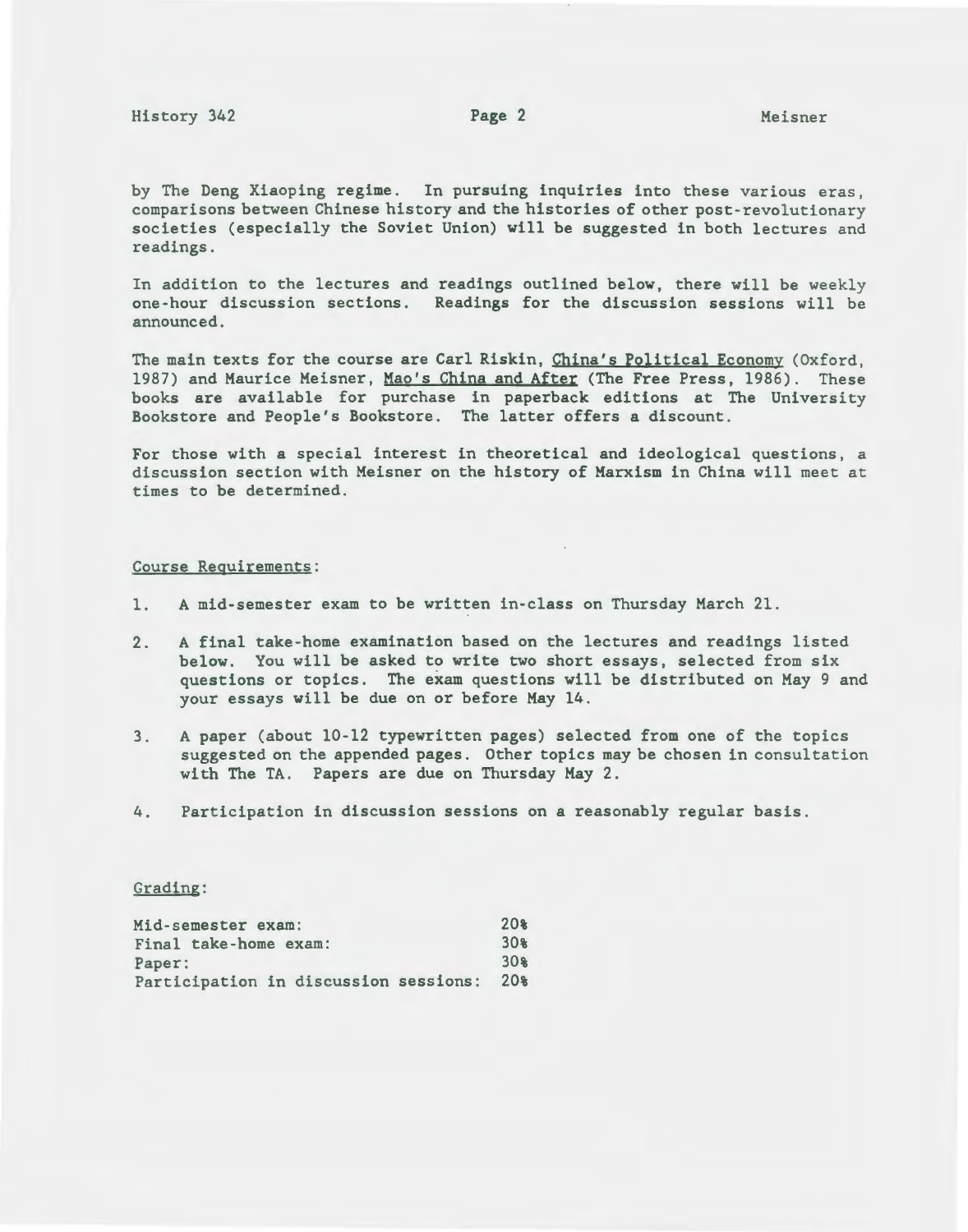by The Deng Xiaoping regime. In pursuing inquiries into these various eras, comparisons between Chinese history and the histories of other post-revolutionary societies (especially the Soviet Union) will be suggested in both lectures and readings.

In addition to the lectures and readings outlined below, there will be weekly one-hour discussion sections. Readings for the discussion sessions will be announced.

The main texts for the course are Carl Riskin, China's Political Economy (Oxford, 1987) and Maurice Meisner, Mao's China and After (The Free Press, 1986). These books are available for purchase in paperback editions at The University Bookstore and People's Bookstore. The latter offers a discount.

For those with a special interest in theoretical and ideological questions, a discussion section with Meisner on the history of Marxism in China will meet at times to be determined.

Course Requirements:

1. A mid-semester exam to be written in-class on Thursday March 21.

2. A final take-home examination based on the lectures and readings listed below. You will be asked to write two short essays, selected from six questions or topics. The exam questions will be distributed on May 9 and your essays will be due on or before May 14.

3. A paper (about 10-12 typewritten pages) selected from one of the topics suggested on the appended pages. Other topics may be chosen in consultation with The TA. Papers are due on Thursday May 2.

4. Participation in discussion sessions on a reasonably regular basis.

Grading:

| | |
|---|---|
| Mid-semester exam: | 20% |
| Final take-home exam: | 30% |
| Paper: | 30% |
| Participation in discussion sessions: | 20% |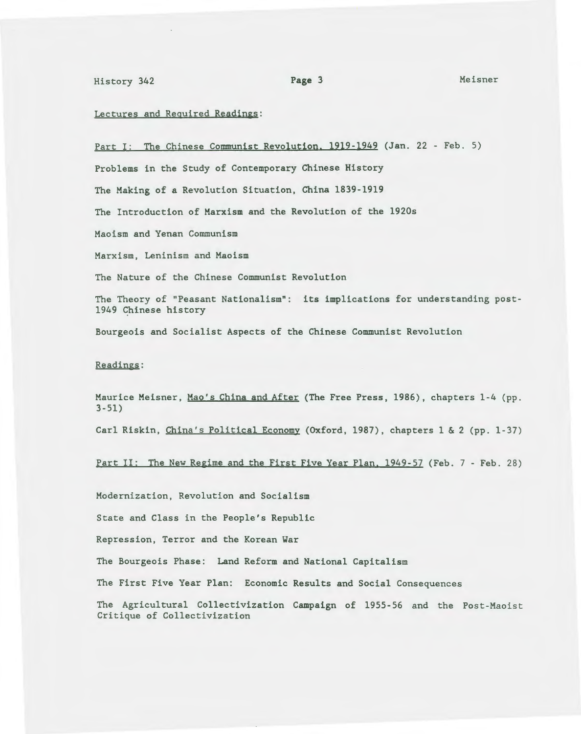Lectures and Required Readings:

Part I: The Chinese Communist Revolution, 1919-1949 (Jan. 22 - Feb. 5)

Problems in the Study of Contemporary Chinese History

The Making of a Revolution Situation, China 1839-1919

The Introduction of Marxism and the Revolution of the 1920s

Maoism and Yenan Communism

Marxism, Leninism and Maoism

The Nature of the Chinese Communist Revolution

The Theory of "Peasant Nationalism": its implications for understanding post-1949 Chinese history

Bourgeois and Socialist Aspects of the Chinese Communist Revolution

Readings:

Maurice Meisner, Mao's China and After (The Free Press, 1986), chapters 1-4 (pp. 3-51)

Carl Riskin, China's Political Economy (Oxford, 1987), chapters 1 & 2 (pp. 1-37)

Part II: The New Regime and the First Five Year Plan, 1949-57 (Feb. 7 - Feb. 28)

Modernization, Revolution and Socialism

State and Class in the People's Republic

Repression, Terror and the Korean War

The Bourgeois Phase: Land Reform and National Capitalism

The First Five Year Plan: Economic Results and Social Consequences

The Agricultural Collectivization Campaign of 1955-56 and the Post-Maoist Critique of Collectivization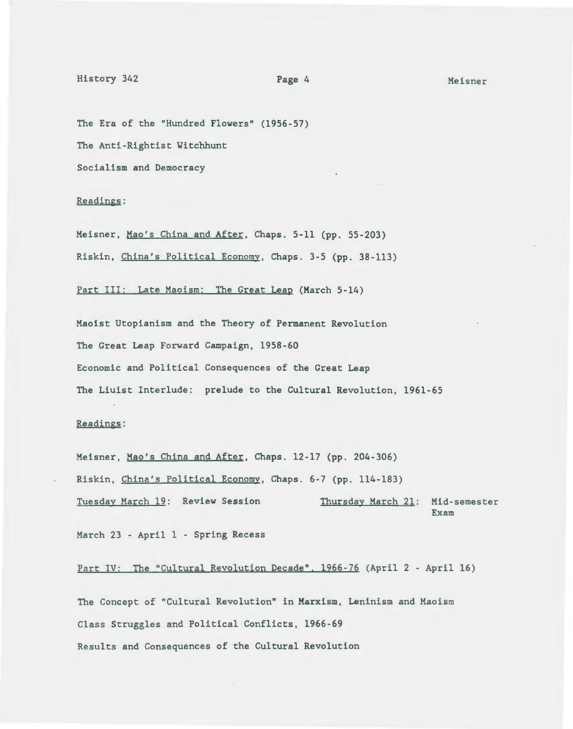The Era of the "Hundred Flowers" (1956-57)

The Anti-Rightist Witchhunt

Socialism and Democracy

Readings:

Meisner, Mao's China and After, Chaps. 5-11 (pp. 55-203)

Riskin, China's Political Economy, Chaps. 3-5 (pp. 38-113)

## Part III: Late Maoism: The Great Leap (March 5-14)

Maoist Utopianism and the Theory of Permanent Revolution

The Great Leap Forward Campaign, 1958-60

Economic and Political Consequences of the Great Leap

The Liuist Interlude: prelude to the Cultural Revolution, 1961-65

Readings:

Meisner, Mao's China and After, Chaps. 12-17 (pp. 204-306)

Riskin, China's Political Economy, Chaps. 6-7 (pp. 114-183)

Tuesday March 19: Review Session

Thursday March 21: Mid-semester Exam

March 23 - April 1 - Spring Recess

## Part IV: The "Cultural Revolution Decade", 1966-76 (April 2 - April 16)

The Concept of "Cultural Revolution" in Marxism, Leninism and Maoism

Class Struggles and Political Conflicts, 1966-69

Results and Consequences of the Cultural Revolution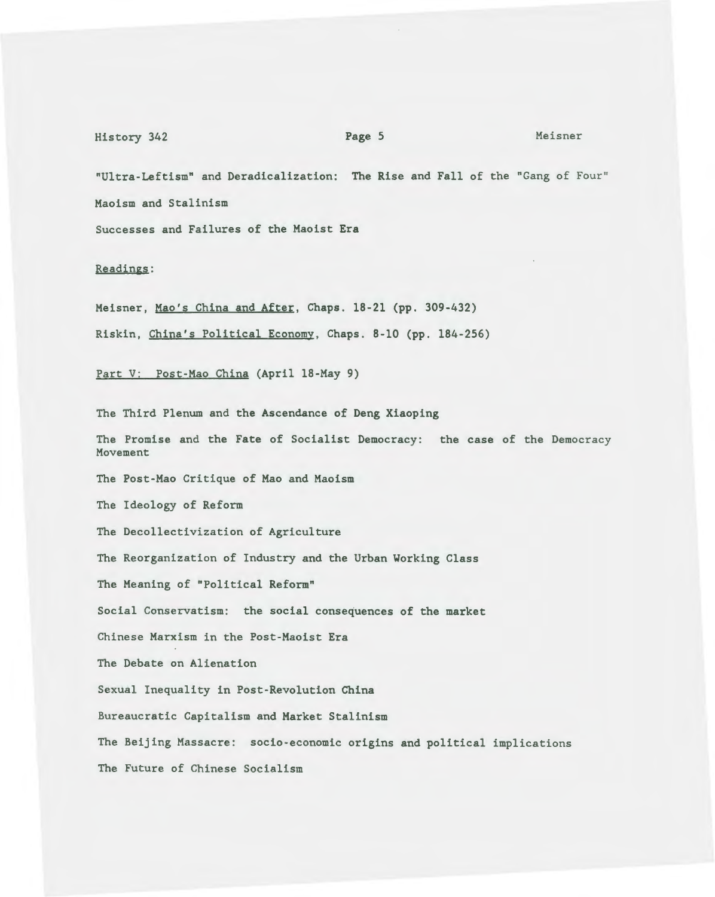"Ultra-Leftism" and Deradicalization: The Rise and Fall of the "Gang of Four"

Maoism and Stalinism

Successes and Failures of the Maoist Era

Readings:

Meisner, *Mao's China and After*, Chaps. 18-21 (pp. 309-432)

Riskin, *China's Political Economy*, Chaps. 8-10 (pp. 184-256)

## Part V: Post-Mao China (April 18-May 9)

The Third Plenum and the Ascendance of Deng Xiaoping

The Promise and the Fate of Socialist Democracy: the case of the Democracy Movement

The Post-Mao Critique of Mao and Maoism

The Ideology of Reform

The Decollectivization of Agriculture

The Reorganization of Industry and the Urban Working Class

The Meaning of "Political Reform"

Social Conservatism: the social consequences of the market

Chinese Marxism in the Post-Maoist Era

The Debate on Alienation

Sexual Inequality in Post-Revolution China

Bureaucratic Capitalism and Market Stalinism

The Beijing Massacre: socio-economic origins and political implications

The Future of Chinese Socialism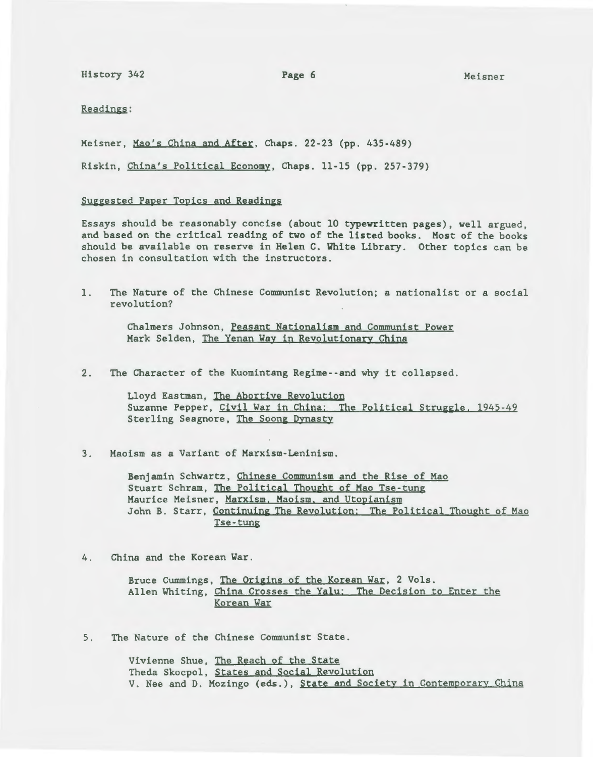Readings:

Meisner, Mao's China and After, Chaps. 22-23 (pp. 435-489)

Riskin, China's Political Economy, Chaps. 11-15 (pp. 257-379)

Suggested Paper Topics and Readings

Essays should be reasonably concise (about 10 typewritten pages), well argued, and based on the critical reading of two of the listed books. Most of the books should be available on reserve in Helen C. White Library. Other topics can be chosen in consultation with the instructors.

1. The Nature of the Chinese Communist Revolution; a nationalist or a social revolution?

   Chalmers Johnson, Peasant Nationalism and Communist Power
   Mark Selden, The Yenan Way in Revolutionary China

2. The Character of the Kuomintang Regime--and why it collapsed.

   Lloyd Eastman, The Abortive Revolution
   Suzanne Pepper, Civil War in China: The Political Struggle, 1945-49
   Sterling Seagnore, The Soong Dynasty

3. Maoism as a Variant of Marxism-Leninism.

   Benjamin Schwartz, Chinese Communism and the Rise of Mao
   Stuart Schram, The Political Thought of Mao Tse-tung
   Maurice Meisner, Marxism, Maoism, and Utopianism
   John B. Starr, Continuing The Revolution: The Political Thought of Mao Tse-tung

4. China and the Korean War.

   Bruce Cummings, The Origins of the Korean War, 2 Vols.
   Allen Whiting, China Crosses the Yalu: The Decision to Enter the Korean War

5. The Nature of the Chinese Communist State.

   Vivienne Shue, The Reach of the State
   Theda Skocpol, States and Social Revolution
   V. Nee and D. Mozingo (eds.), State and Society in Contemporary China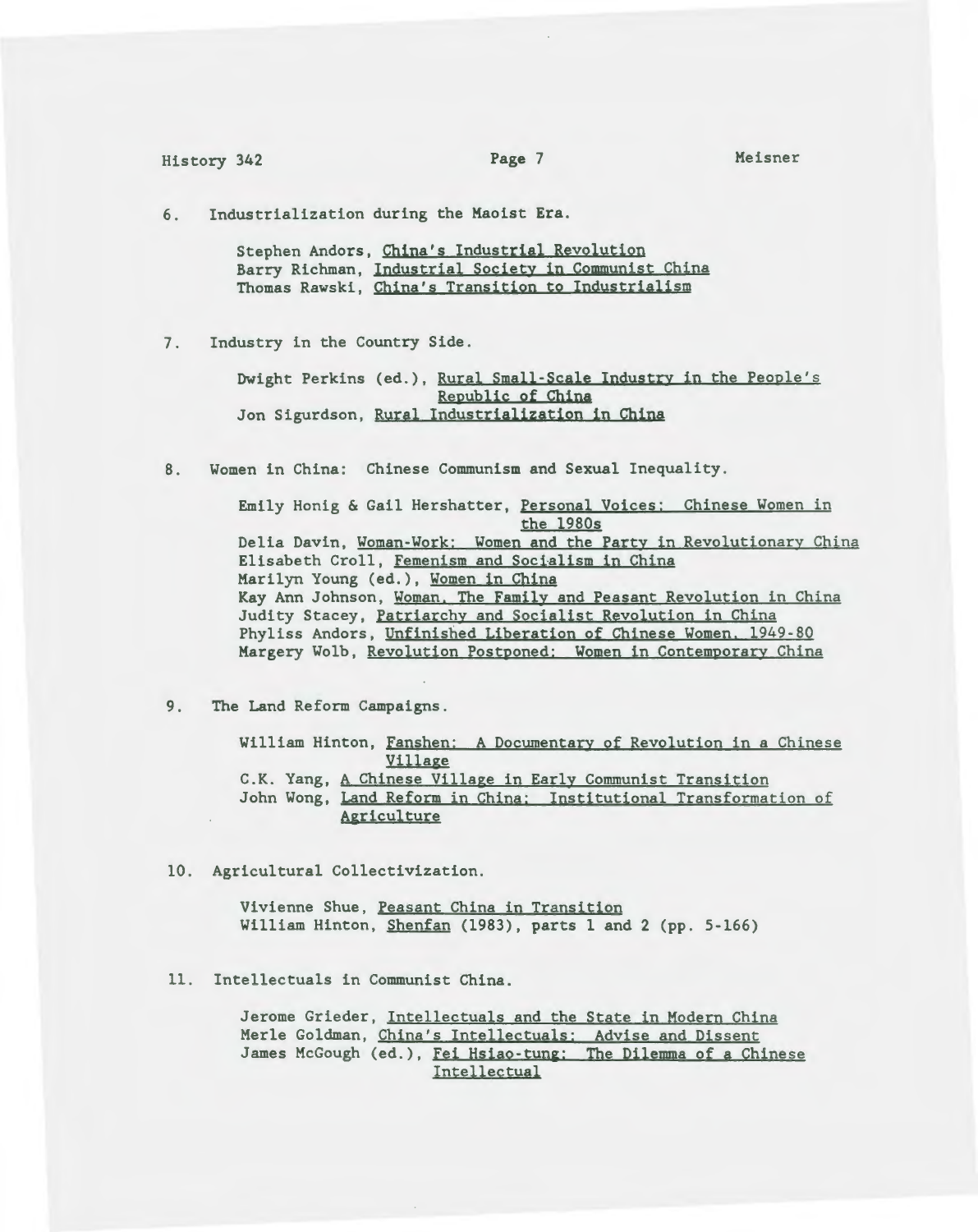6. Industrialization during the Maoist Era.

   Stephen Andors, <u>China's Industrial Revolution</u>
   Barry Richman, <u>Industrial Society in Communist China</u>
   Thomas Rawski, <u>China's Transition to Industrialism</u>

7. Industry in the Country Side.

   Dwight Perkins (ed.), <u>Rural Small-Scale Industry in the People's Republic of China</u>
   Jon Sigurdson, <u>Rural Industrialization in China</u>

8. Women in China: Chinese Communism and Sexual Inequality.

   Emily Honig & Gail Hershatter, <u>Personal Voices: Chinese Women in the 1980s</u>
   Delia Davin, <u>Woman-Work: Women and the Party in Revolutionary China</u>
   Elisabeth Croll, <u>Femenism and Socialism in China</u>
   Marilyn Young (ed.), <u>Women in China</u>
   Kay Ann Johnson, <u>Woman, The Family and Peasant Revolution in China</u>
   Judity Stacey, <u>Patriarchy and Socialist Revolution in China</u>
   Phyliss Andors, <u>Unfinished Liberation of Chinese Women, 1949-80</u>
   Margery Wolb, <u>Revolution Postponed: Women in Contemporary China</u>

9. The Land Reform Campaigns.

   William Hinton, <u>Fanshen: A Documentary of Revolution in a Chinese Village</u>
   C.K. Yang, <u>A Chinese Village in Early Communist Transition</u>
   John Wong, <u>Land Reform in China: Institutional Transformation of Agriculture</u>

10. Agricultural Collectivization.

    Vivienne Shue, <u>Peasant China in Transition</u>
    William Hinton, <u>Shenfan</u> (1983), parts 1 and 2 (pp. 5-166)

11. Intellectuals in Communist China.

    Jerome Grieder, <u>Intellectuals and the State in Modern China</u>
    Merle Goldman, <u>China's Intellectuals: Advise and Dissent</u>
    James McGough (ed.), <u>Fei Hsiao-tung: The Dilemma of a Chinese Intellectual</u>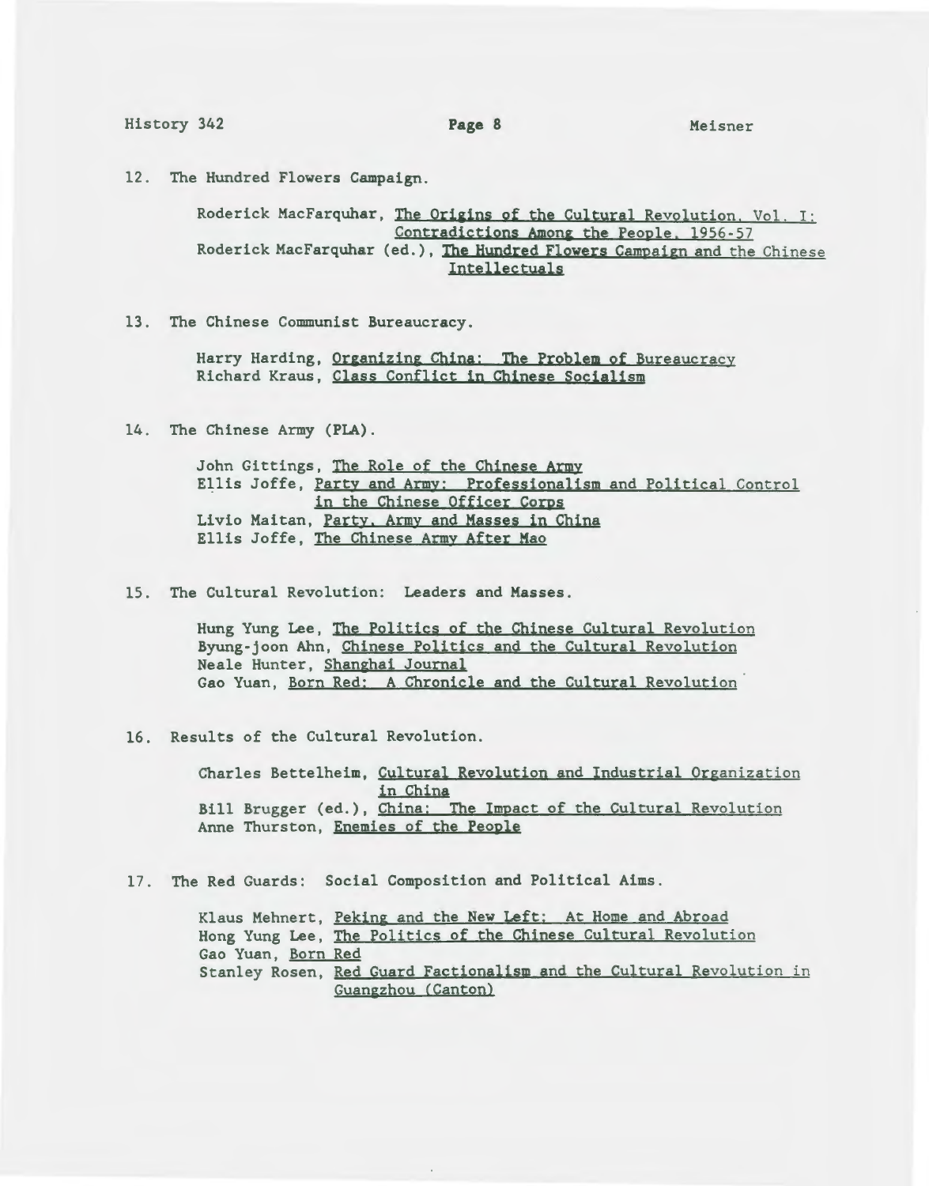12. The Hundred Flowers Campaign.

    Roderick MacFarquhar, The Origins of the Cultural Revolution, Vol. I: Contradictions Among the People, 1956-57
    Roderick MacFarquhar (ed.), The Hundred Flowers Campaign and the Chinese Intellectuals

13. The Chinese Communist Bureaucracy.

    Harry Harding, Organizing China: The Problem of Bureaucracy
    Richard Kraus, Class Conflict in Chinese Socialism

14. The Chinese Army (PLA).

    John Gittings, The Role of the Chinese Army
    Ellis Joffe, Party and Army: Professionalism and Political Control in the Chinese Officer Corps
    Livio Maitan, Party, Army and Masses in China
    Ellis Joffe, The Chinese Army After Mao

15. The Cultural Revolution: Leaders and Masses.

    Hung Yung Lee, The Politics of the Chinese Cultural Revolution
    Byung-joon Ahn, Chinese Politics and the Cultural Revolution
    Neale Hunter, Shanghai Journal
    Gao Yuan, Born Red: A Chronicle and the Cultural Revolution

16. Results of the Cultural Revolution.

    Charles Bettelheim, Cultural Revolution and Industrial Organization in China
    Bill Brugger (ed.), China: The Impact of the Cultural Revolution
    Anne Thurston, Enemies of the People

17. The Red Guards: Social Composition and Political Aims.

    Klaus Mehnert, Peking and the New Left: At Home and Abroad
    Hong Yung Lee, The Politics of the Chinese Cultural Revolution
    Gao Yuan, Born Red
    Stanley Rosen, Red Guard Factionalism and the Cultural Revolution in Guangzhou (Canton)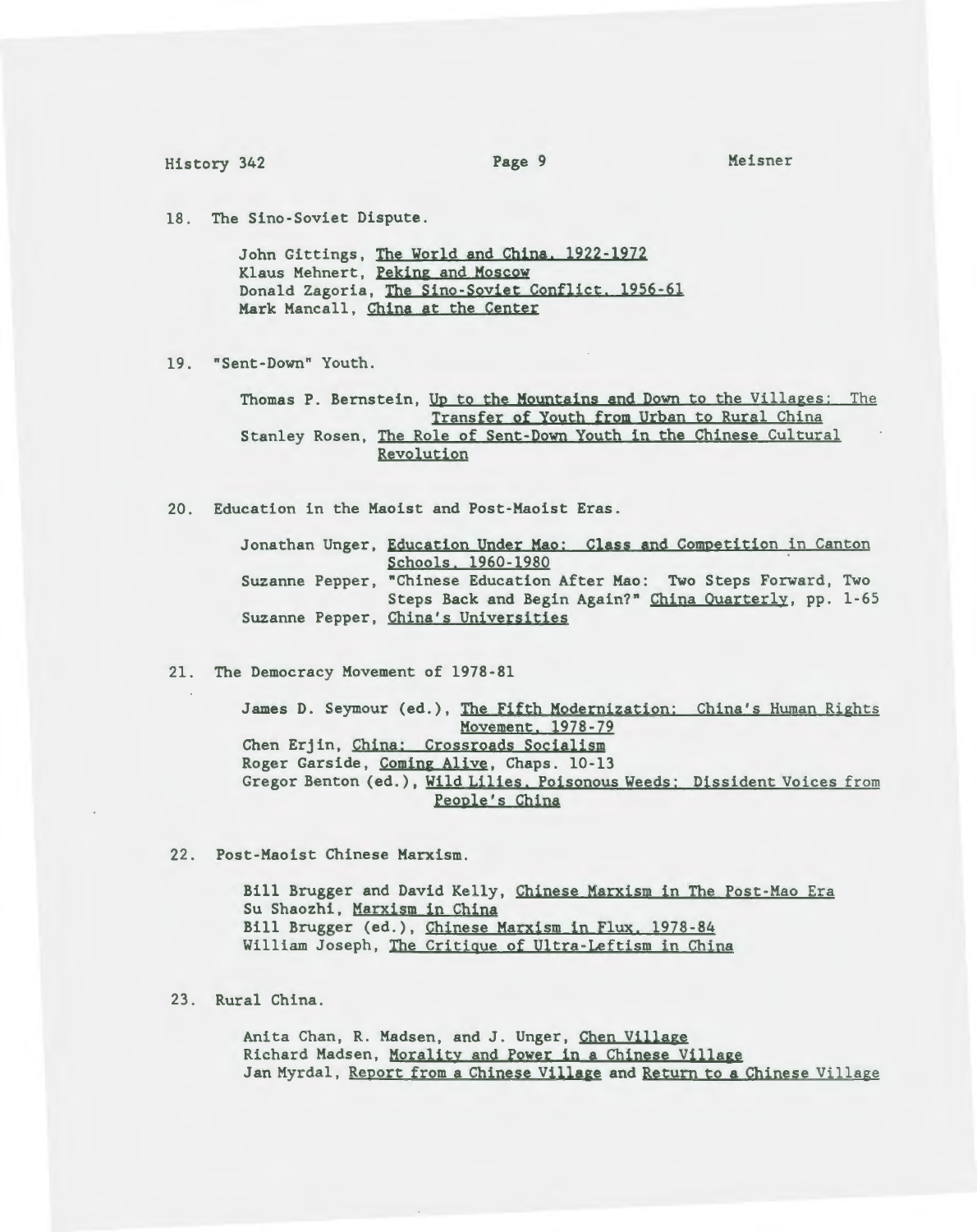18. The Sino-Soviet Dispute.

John Gittings, The World and China, 1922-1972
Klaus Mehnert, Peking and Moscow
Donald Zagoria, The Sino-Soviet Conflict, 1956-61
Mark Mancall, China at the Center

19. "Sent-Down" Youth.

Thomas P. Bernstein, Up to the Mountains and Down to the Villages: The Transfer of Youth from Urban to Rural China
Stanley Rosen, The Role of Sent-Down Youth in the Chinese Cultural Revolution

20. Education in the Maoist and Post-Maoist Eras.

Jonathan Unger, Education Under Mao: Class and Competition in Canton Schools, 1960-1980
Suzanne Pepper, "Chinese Education After Mao: Two Steps Forward, Two Steps Back and Begin Again?" China Quarterly, pp. 1-65
Suzanne Pepper, China's Universities

21. The Democracy Movement of 1978-81

James D. Seymour (ed.), The Fifth Modernization: China's Human Rights Movement, 1978-79
Chen Erjin, China: Crossroads Socialism
Roger Garside, Coming Alive, Chaps. 10-13
Gregor Benton (ed.), Wild Lilies, Poisonous Weeds: Dissident Voices from People's China

22. Post-Maoist Chinese Marxism.

Bill Brugger and David Kelly, Chinese Marxism in The Post-Mao Era
Su Shaozhi, Marxism in China
Bill Brugger (ed.), Chinese Marxism in Flux, 1978-84
William Joseph, The Critique of Ultra-Leftism in China

23. Rural China.

Anita Chan, R. Madsen, and J. Unger, Chen Village
Richard Madsen, Morality and Power in a Chinese Village
Jan Myrdal, Report from a Chinese Village and Return to a Chinese Village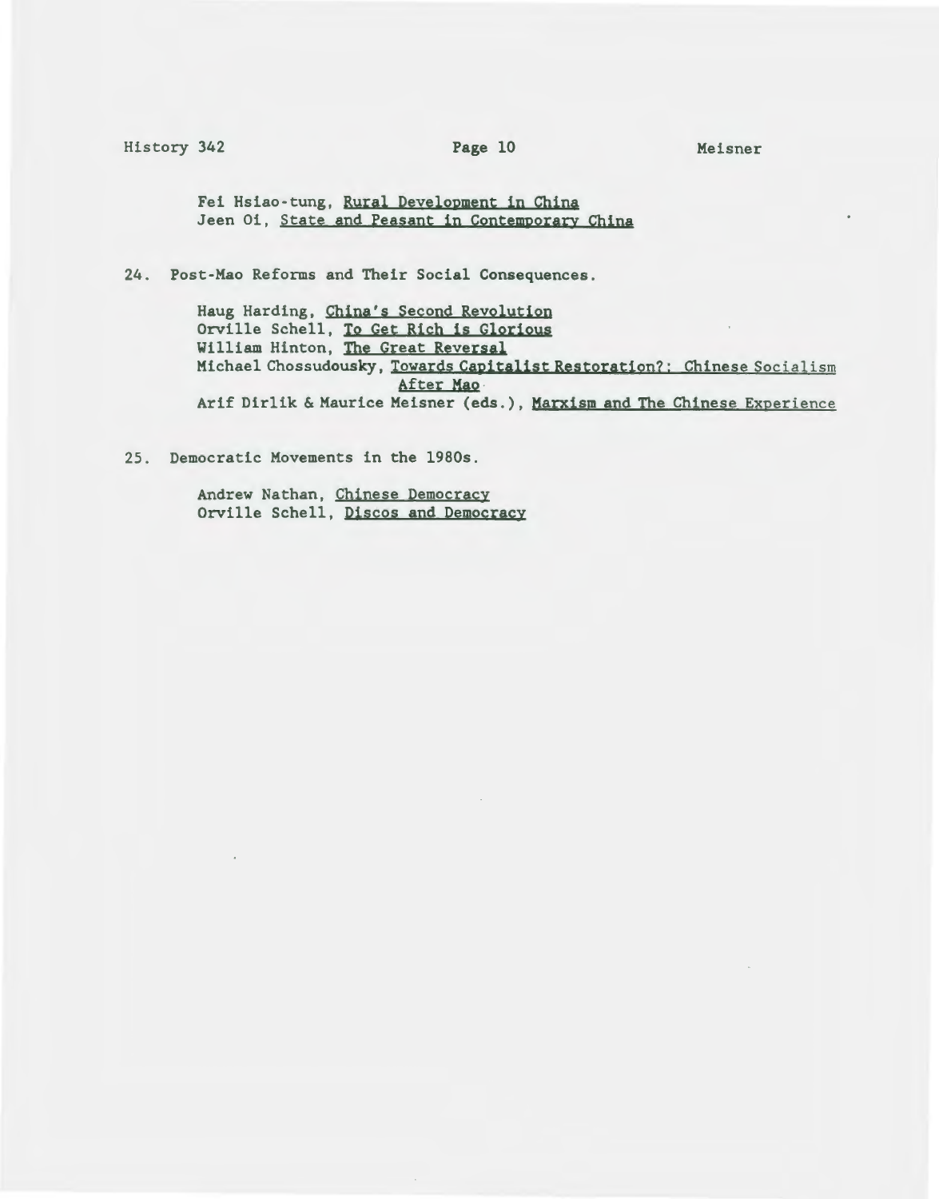Fei Hsiao-tung, Rural Development in China
Jeen Oi, State and Peasant in Contemporary China

24. Post-Mao Reforms and Their Social Consequences.

    Haug Harding, China's Second Revolution
    Orville Schell, To Get Rich is Glorious
    William Hinton, The Great Reversal
    Michael Chossudousky, Towards Capitalist Restoration?: Chinese Socialism After Mao
    Arif Dirlik & Maurice Meisner (eds.), Marxism and The Chinese Experience

25. Democratic Movements in the 1980s.

    Andrew Nathan, Chinese Democracy
    Orville Schell, Discos and Democracy